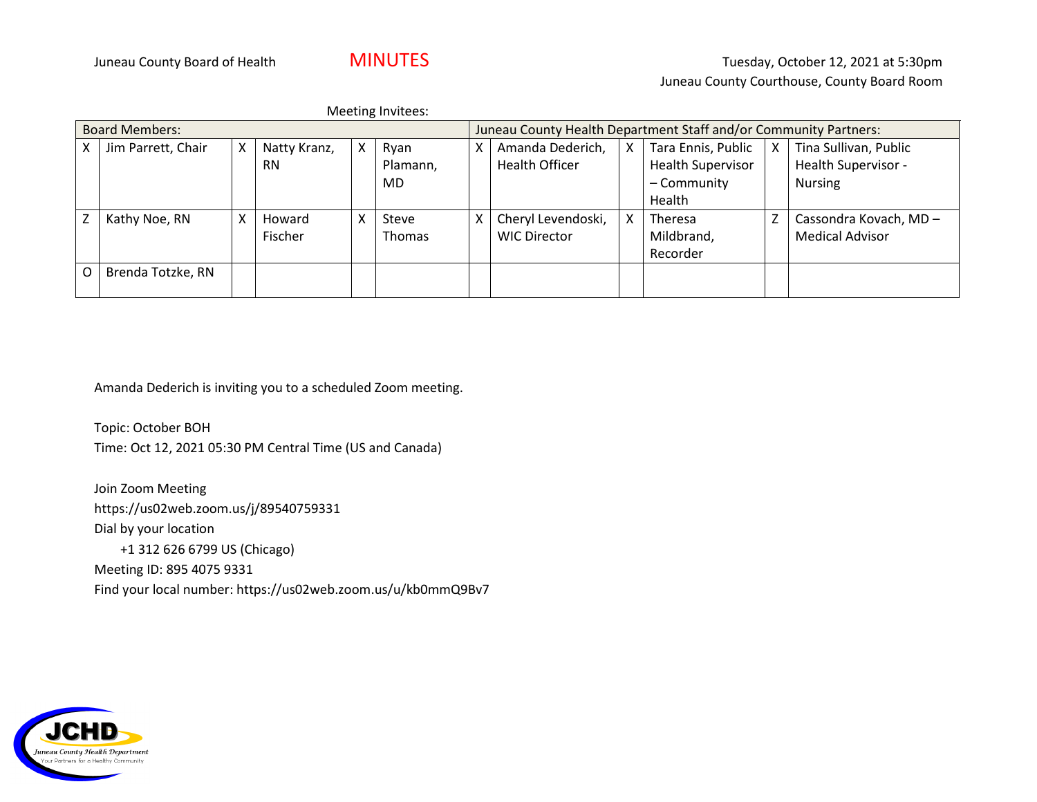Juneau County Board of Health

# MINUTES

Tuesday, October 12, 2021 at 5:30pm
Juneau County Courthouse, County Board Room

Meeting Invitees:

| Board Members: | | | | | | Juneau County Health Department Staff and/or Community Partners: | | | | | |
|---|---|---|---|---|---|---|---|---|---|---|---|
| X | Jim Parrett, Chair | X | Natty Kranz, RN | X | Ryan Plamann, MD | X | Amanda Dederich, Health Officer | X | Tara Ennis, Public Health Supervisor – Community Health | X | Tina Sullivan, Public Health Supervisor - Nursing |
| Z | Kathy Noe, RN | X | Howard Fischer | X | Steve Thomas | X | Cheryl Levendoski, WIC Director | X | Theresa Mildbrand, Recorder | Z | Cassondra Kovach, MD – Medical Advisor |
| O | Brenda Totzke, RN | | | | | | | | | | |

Amanda Dederich is inviting you to a scheduled Zoom meeting.

Topic: October BOH
Time: Oct 12, 2021 05:30 PM Central Time (US and Canada)

Join Zoom Meeting
https://us02web.zoom.us/j/89540759331
Dial by your location
+1 312 626 6799 US (Chicago)
Meeting ID: 895 4075 9331
Find your local number: https://us02web.zoom.us/u/kb0mmQ9Bv7

JCHD
Juneau County Health Department
Your Partners for a Healthy Community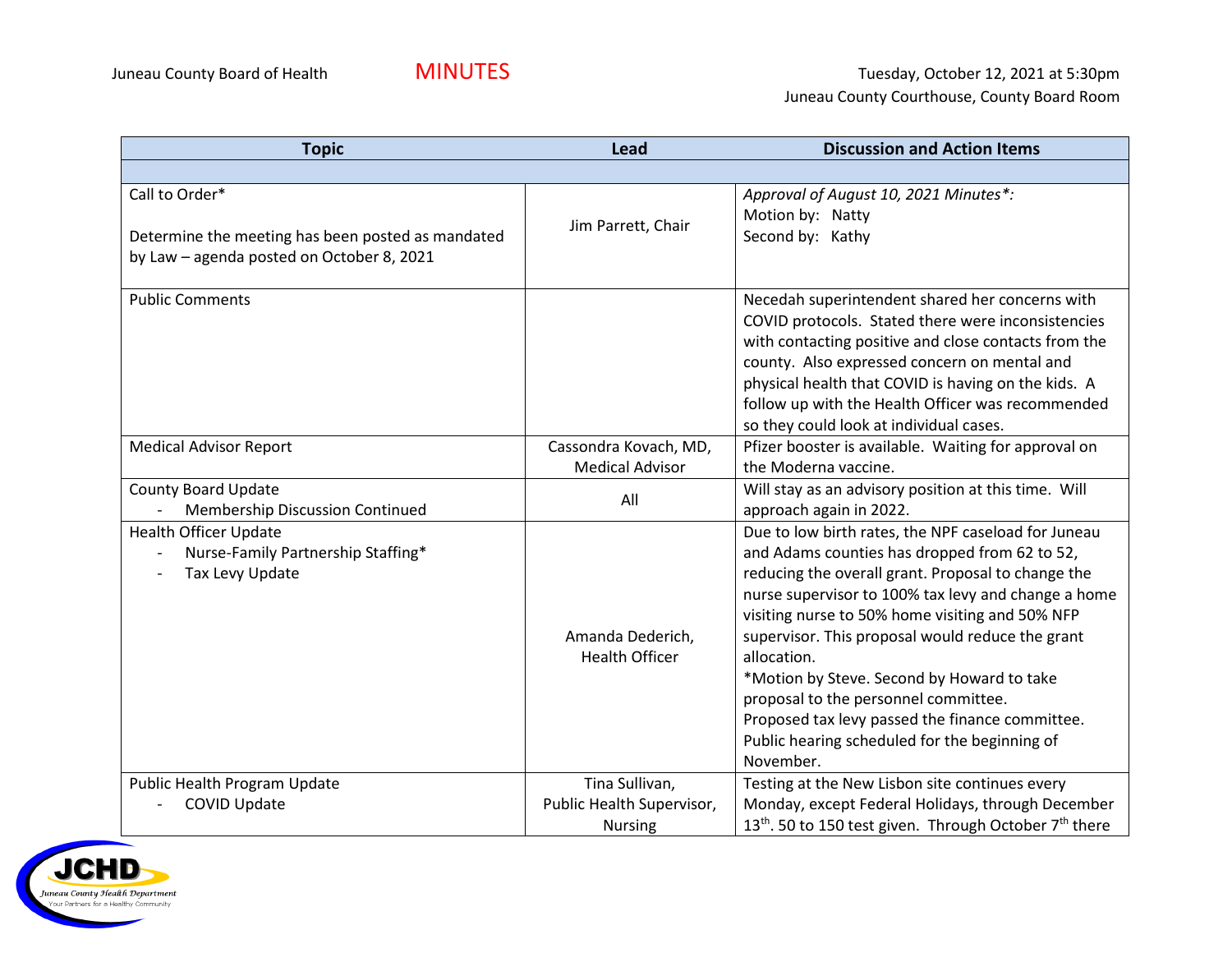Juneau County Board of Health

MINUTES

Tuesday, October 12, 2021 at 5:30pm
Juneau County Courthouse, County Board Room

| Topic | Lead | Discussion and Action Items |
|---|---|---|
| | | |
| Call to Order*<br><br>Determine the meeting has been posted as mandated by Law – agenda posted on October 8, 2021 | Jim Parrett, Chair | *Approval of August 10, 2021 Minutes*:*<br>Motion by: Natty<br>Second by: Kathy |
| Public Comments | | Necedah superintendent shared her concerns with COVID protocols. Stated there were inconsistencies with contacting positive and close contacts from the county. Also expressed concern on mental and physical health that COVID is having on the kids. A follow up with the Health Officer was recommended so they could look at individual cases. |
| Medical Advisor Report | Cassondra Kovach, MD, Medical Advisor | Pfizer booster is available. Waiting for approval on the Moderna vaccine. |
| County Board Update<br>- Membership Discussion Continued | All | Will stay as an advisory position at this time. Will approach again in 2022. |
| Health Officer Update<br>- Nurse-Family Partnership Staffing*<br>- Tax Levy Update | Amanda Dederich, Health Officer | Due to low birth rates, the NPF caseload for Juneau and Adams counties has dropped from 62 to 52, reducing the overall grant. Proposal to change the nurse supervisor to 100% tax levy and change a home visiting nurse to 50% home visiting and 50% NFP supervisor. This proposal would reduce the grant allocation.<br>*Motion by Steve. Second by Howard to take proposal to the personnel committee.<br>Proposed tax levy passed the finance committee. Public hearing scheduled for the beginning of November. |
| Public Health Program Update<br>- COVID Update | Tina Sullivan, Public Health Supervisor, Nursing | Testing at the New Lisbon site continues every Monday, except Federal Holidays, through December 13th. 50 to 150 test given. Through October 7th there |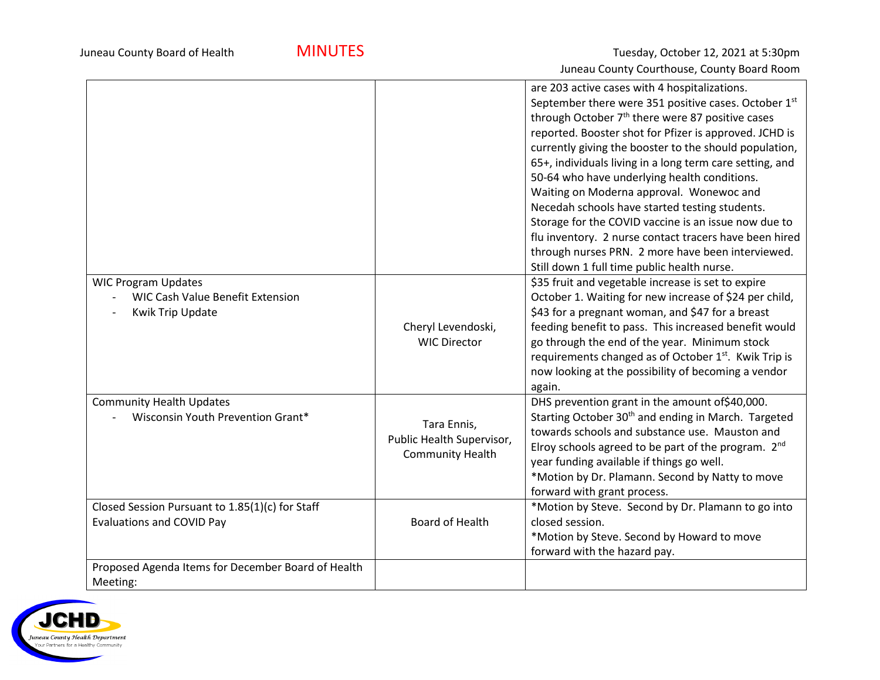| | | |
|---|---|---|
| | | are 203 active cases with 4 hospitalizations. September there were 351 positive cases. October 1st through October 7th there were 87 positive cases reported. Booster shot for Pfizer is approved. JCHD is currently giving the booster to the should population, 65+, individuals living in a long term care setting, and 50-64 who have underlying health conditions. Waiting on Moderna approval. Wonewoc and Necedah schools have started testing students. Storage for the COVID vaccine is an issue now due to flu inventory. 2 nurse contact tracers have been hired through nurses PRN. 2 more have been interviewed. Still down 1 full time public health nurse. |
| WIC Program Updates<br>- WIC Cash Value Benefit Extension<br>- Kwik Trip Update | Cheryl Levendoski, WIC Director | $35 fruit and vegetable increase is set to expire October 1. Waiting for new increase of $24 per child, $43 for a pregnant woman, and $47 for a breast feeding benefit to pass. This increased benefit would go through the end of the year. Minimum stock requirements changed as of October 1st. Kwik Trip is now looking at the possibility of becoming a vendor again. |
| Community Health Updates<br>- Wisconsin Youth Prevention Grant* | Tara Ennis, Public Health Supervisor, Community Health | DHS prevention grant in the amount of$40,000. Starting October 30th and ending in March. Targeted towards schools and substance use. Mauston and Elroy schools agreed to be part of the program. 2nd year funding available if things go well.<br>*Motion by Dr. Plamann. Second by Natty to move forward with grant process. |
| Closed Session Pursuant to 1.85(1)(c) for Staff Evaluations and COVID Pay | Board of Health | *Motion by Steve. Second by Dr. Plamann to go into closed session.<br>*Motion by Steve. Second by Howard to move forward with the hazard pay. |
| Proposed Agenda Items for December Board of Health Meeting: | | |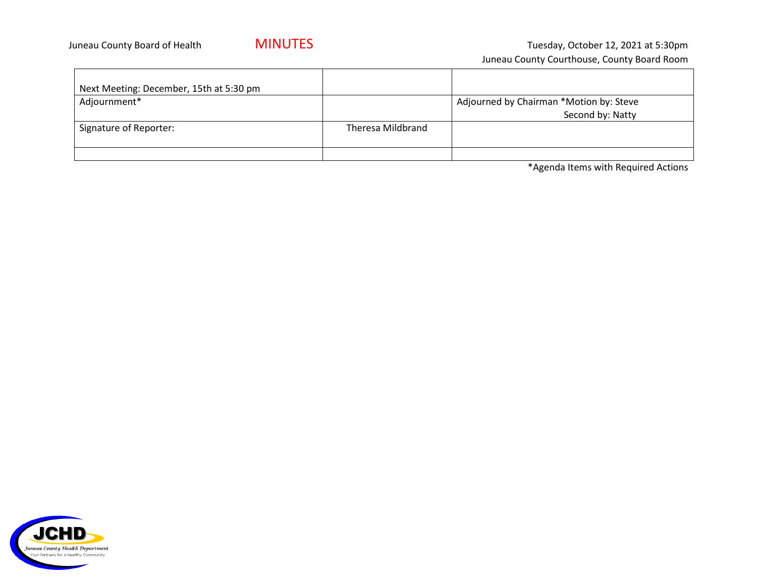Juneau County Board of Health MINUTES Tuesday, October 12, 2021 at 5:30pm

Juneau County Courthouse, County Board Room

| | | |
|---|---|---|
| Next Meeting: December, 15th at 5:30 pm | | |
| Adjournment* | | Adjourned by Chairman *Motion by: Steve<br>Second by: Natty |
| Signature of Reporter: | Theresa Mildbrand | |
| | | |

*Agenda Items with Required Actions

JCHD
Juneau County Health Department
Your Partners for a Healthy Community